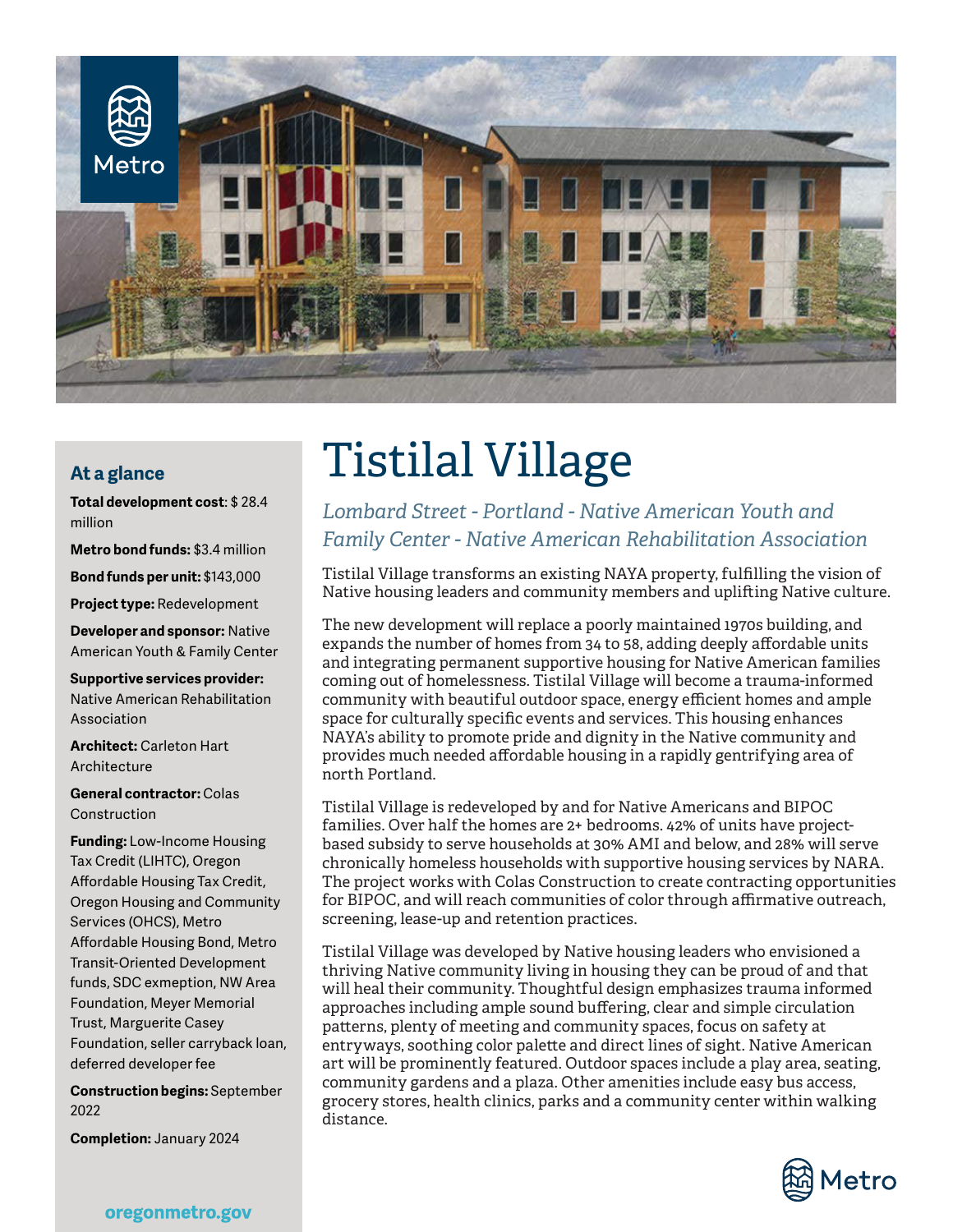# Tistilal Village

*Lombard Street - Portland - Native American Youth and Family Center - Native American Rehabilitation Association*

Tistilal Village transforms an existing NAYA property, fulfilling the vision of Native housing leaders and community members and uplifting Native culture.

The new development will replace a poorly maintained 1970s building, and expands the number of homes from 34 to 58, adding deeply affordable units and integrating permanent supportive housing for Native American families coming out of homelessness. Tistilal Village will become a trauma-informed community with beautiful outdoor space, energy efficient homes and ample space for culturally specific events and services. This housing enhances NAYA's ability to promote pride and dignity in the Native community and provides much needed affordable housing in a rapidly gentrifying area of north Portland.

Tistilal Village is redeveloped by and for Native Americans and BIPOC families. Over half the homes are 2+ bedrooms. 42% of units have project-based subsidy to serve households at 30% AMI and below, and 28% will serve chronically homeless households with supportive housing services by NARA. The project works with Colas Construction to create contracting opportunities for BIPOC, and will reach communities of color through affirmative outreach, screening, lease-up and retention practices.

Tistilal Village was developed by Native housing leaders who envisioned a thriving Native community living in housing they can be proud of and that will heal their community. Thoughtful design emphasizes trauma informed approaches including ample sound buffering, clear and simple circulation patterns, plenty of meeting and community spaces, focus on safety at entryways, soothing color palette and direct lines of sight. Native American art will be prominently featured. Outdoor spaces include a play area, seating, community gardens and a plaza. Other amenities include easy bus access, grocery stores, health clinics, parks and a community center within walking distance.

## At a glance

**Total development cost**: $ 28.4 million

**Metro bond funds:** $3.4 million

**Bond funds per unit:** $143,000

**Project type:** Redevelopment

**Developer and sponsor:** Native American Youth & Family Center

**Supportive services provider:** Native American Rehabilitation Association

**Architect:** Carleton Hart Architecture

**General contractor:** Colas Construction

**Funding:** Low-Income Housing Tax Credit (LIHTC), Oregon Affordable Housing Tax Credit, Oregon Housing and Community Services (OHCS), Metro Affordable Housing Bond, Metro Transit-Oriented Development funds, SDC exemption, NW Area Foundation, Meyer Memorial Trust, Marguerite Casey Foundation, seller carryback loan, deferred developer fee

**Construction begins:** September 2022

**Completion:** January 2024

oregonmetro.gov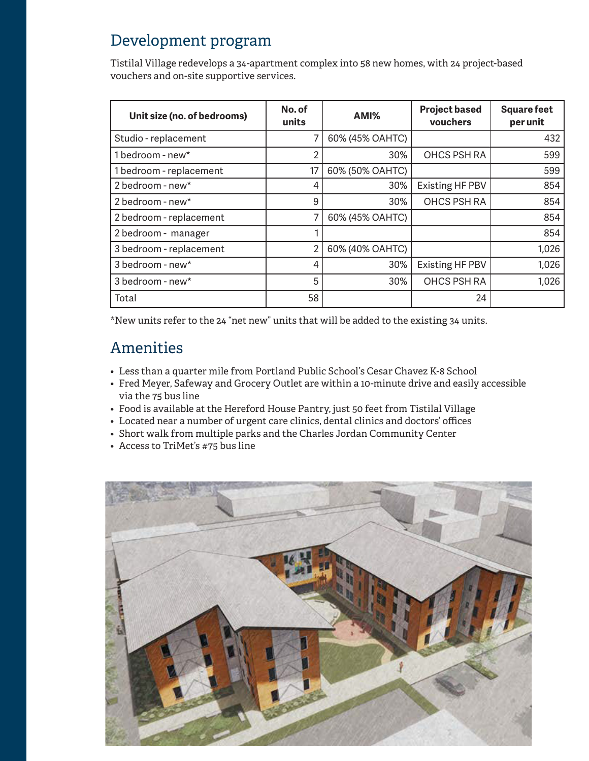## Development program

Tistilal Village redevelops a 34-apartment complex into 58 new homes, with 24 project-based vouchers and on-site supportive services.

| Unit size (no. of bedrooms) | No. of units | AMI% | Project based vouchers | Square feet per unit |
|---|---|---|---|---|
| Studio - replacement | 7 | 60% (45% OAHTC) | | 432 |
| 1 bedroom - new* | 2 | 30% | OHCS PSH RA | 599 |
| 1 bedroom - replacement | 17 | 60% (50% OAHTC) | | 599 |
| 2 bedroom - new* | 4 | 30% | Existing HF PBV | 854 |
| 2 bedroom - new* | 9 | 30% | OHCS PSH RA | 854 |
| 2 bedroom - replacement | 7 | 60% (45% OAHTC) | | 854 |
| 2 bedroom - manager | 1 | | | 854 |
| 3 bedroom - replacement | 2 | 60% (40% OAHTC) | | 1,026 |
| 3 bedroom - new* | 4 | 30% | Existing HF PBV | 1,026 |
| 3 bedroom - new* | 5 | 30% | OHCS PSH RA | 1,026 |
| Total | 58 | | 24 | |

*New units refer to the 24 "net new" units that will be added to the existing 34 units.

## Amenities

- Less than a quarter mile from Portland Public School's Cesar Chavez K-8 School
- Fred Meyer, Safeway and Grocery Outlet are within a 10-minute drive and easily accessible via the 75 bus line
- Food is available at the Hereford House Pantry, just 50 feet from Tistilal Village
- Located near a number of urgent care clinics, dental clinics and doctors' offices
- Short walk from multiple parks and the Charles Jordan Community Center
- Access to TriMet's #75 bus line